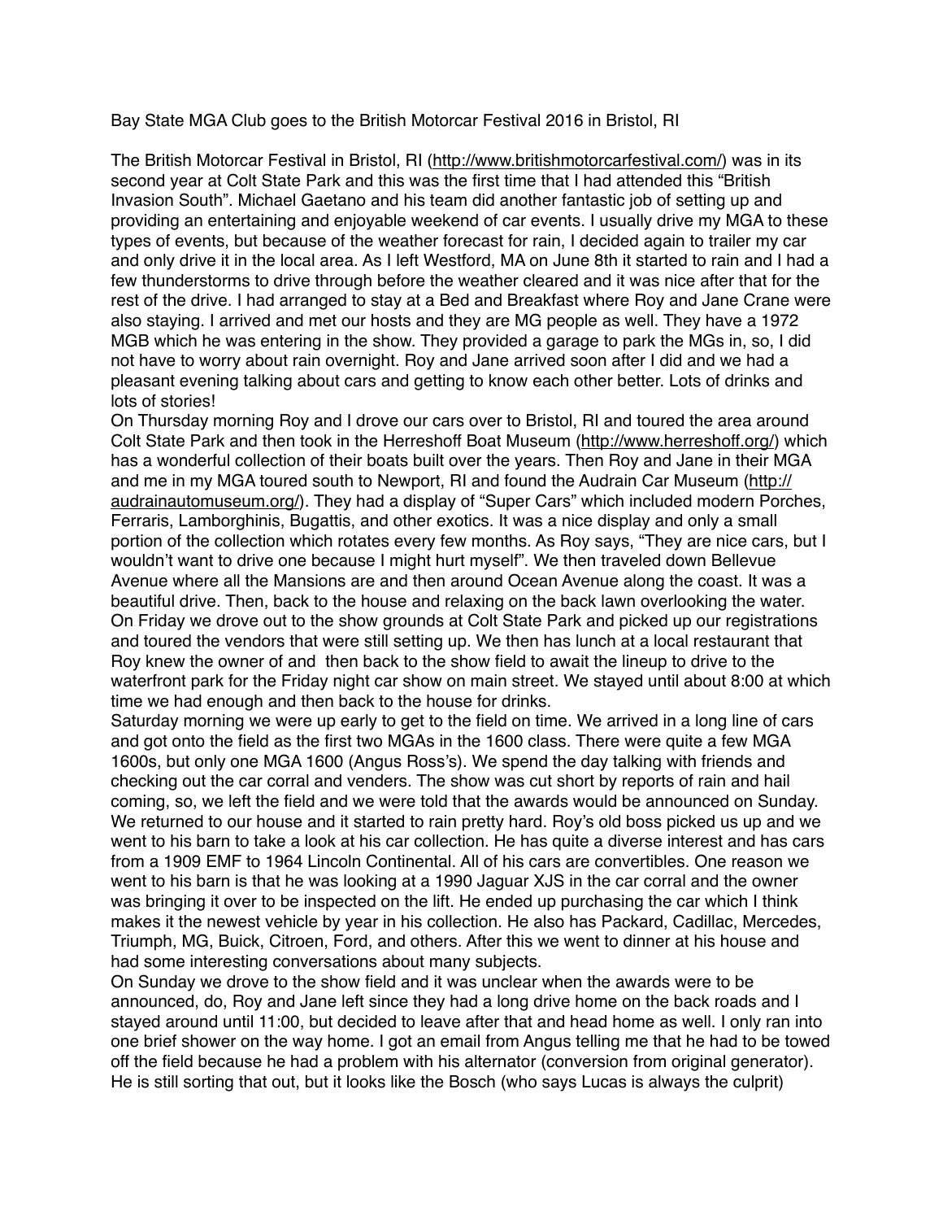Bay State MGA Club goes to the British Motorcar Festival 2016 in Bristol, RI

The British Motorcar Festival in Bristol, RI (http://www.britishmotorcarfestival.com/) was in its second year at Colt State Park and this was the first time that I had attended this "British Invasion South". Michael Gaetano and his team did another fantastic job of setting up and providing an entertaining and enjoyable weekend of car events. I usually drive my MGA to these types of events, but because of the weather forecast for rain, I decided again to trailer my car and only drive it in the local area. As I left Westford, MA on June 8th it started to rain and I had a few thunderstorms to drive through before the weather cleared and it was nice after that for the rest of the drive. I had arranged to stay at a Bed and Breakfast where Roy and Jane Crane were also staying. I arrived and met our hosts and they are MG people as well. They have a 1972 MGB which he was entering in the show. They provided a garage to park the MGs in, so, I did not have to worry about rain overnight. Roy and Jane arrived soon after I did and we had a pleasant evening talking about cars and getting to know each other better. Lots of drinks and lots of stories!

On Thursday morning Roy and I drove our cars over to Bristol, RI and toured the area around Colt State Park and then took in the Herreshoff Boat Museum (http://www.herreshoff.org/) which has a wonderful collection of their boats built over the years. Then Roy and Jane in their MGA and me in my MGA toured south to Newport, RI and found the Audrain Car Museum (http://audrainautomuseum.org/). They had a display of "Super Cars" which included modern Porches, Ferraris, Lamborghinis, Bugattis, and other exotics. It was a nice display and only a small portion of the collection which rotates every few months. As Roy says, "They are nice cars, but I wouldn't want to drive one because I might hurt myself". We then traveled down Bellevue Avenue where all the Mansions are and then around Ocean Avenue along the coast. It was a beautiful drive. Then, back to the house and relaxing on the back lawn overlooking the water.

On Friday we drove out to the show grounds at Colt State Park and picked up our registrations and toured the vendors that were still setting up. We then has lunch at a local restaurant that Roy knew the owner of and then back to the show field to await the lineup to drive to the waterfront park for the Friday night car show on main street. We stayed until about 8:00 at which time we had enough and then back to the house for drinks.

Saturday morning we were up early to get to the field on time. We arrived in a long line of cars and got onto the field as the first two MGAs in the 1600 class. There were quite a few MGA 1600s, but only one MGA 1600 (Angus Ross's). We spend the day talking with friends and checking out the car corral and venders. The show was cut short by reports of rain and hail coming, so, we left the field and we were told that the awards would be announced on Sunday. We returned to our house and it started to rain pretty hard. Roy's old boss picked us up and we went to his barn to take a look at his car collection. He has quite a diverse interest and has cars from a 1909 EMF to 1964 Lincoln Continental. All of his cars are convertibles. One reason we went to his barn is that he was looking at a 1990 Jaguar XJS in the car corral and the owner was bringing it over to be inspected on the lift. He ended up purchasing the car which I think makes it the newest vehicle by year in his collection. He also has Packard, Cadillac, Mercedes, Triumph, MG, Buick, Citroen, Ford, and others. After this we went to dinner at his house and had some interesting conversations about many subjects.

On Sunday we drove to the show field and it was unclear when the awards were to be announced, do, Roy and Jane left since they had a long drive home on the back roads and I stayed around until 11:00, but decided to leave after that and head home as well. I only ran into one brief shower on the way home. I got an email from Angus telling me that he had to be towed off the field because he had a problem with his alternator (conversion from original generator). He is still sorting that out, but it looks like the Bosch (who says Lucas is always the culprit)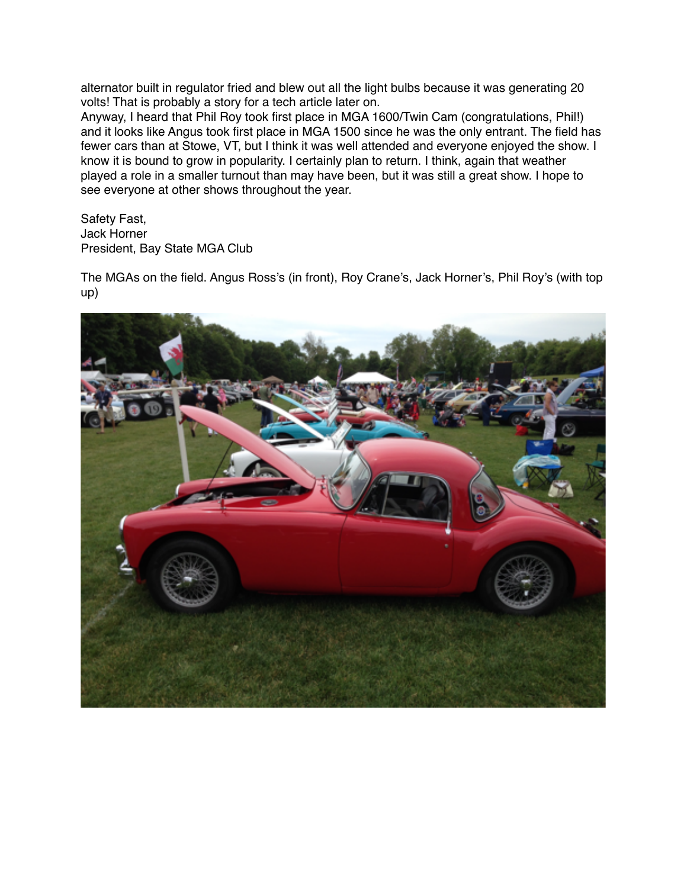alternator built in regulator fried and blew out all the light bulbs because it was generating 20 volts! That is probably a story for a tech article later on.

Anyway, I heard that Phil Roy took first place in MGA 1600/Twin Cam (congratulations, Phil!) and it looks like Angus took first place in MGA 1500 since he was the only entrant. The field has fewer cars than at Stowe, VT, but I think it was well attended and everyone enjoyed the show. I know it is bound to grow in popularity. I certainly plan to return. I think, again that weather played a role in a smaller turnout than may have been, but it was still a great show. I hope to see everyone at other shows throughout the year.

Safety Fast,
Jack Horner
President, Bay State MGA Club

The MGAs on the field. Angus Ross's (in front), Roy Crane's, Jack Horner's, Phil Roy's (with top up)